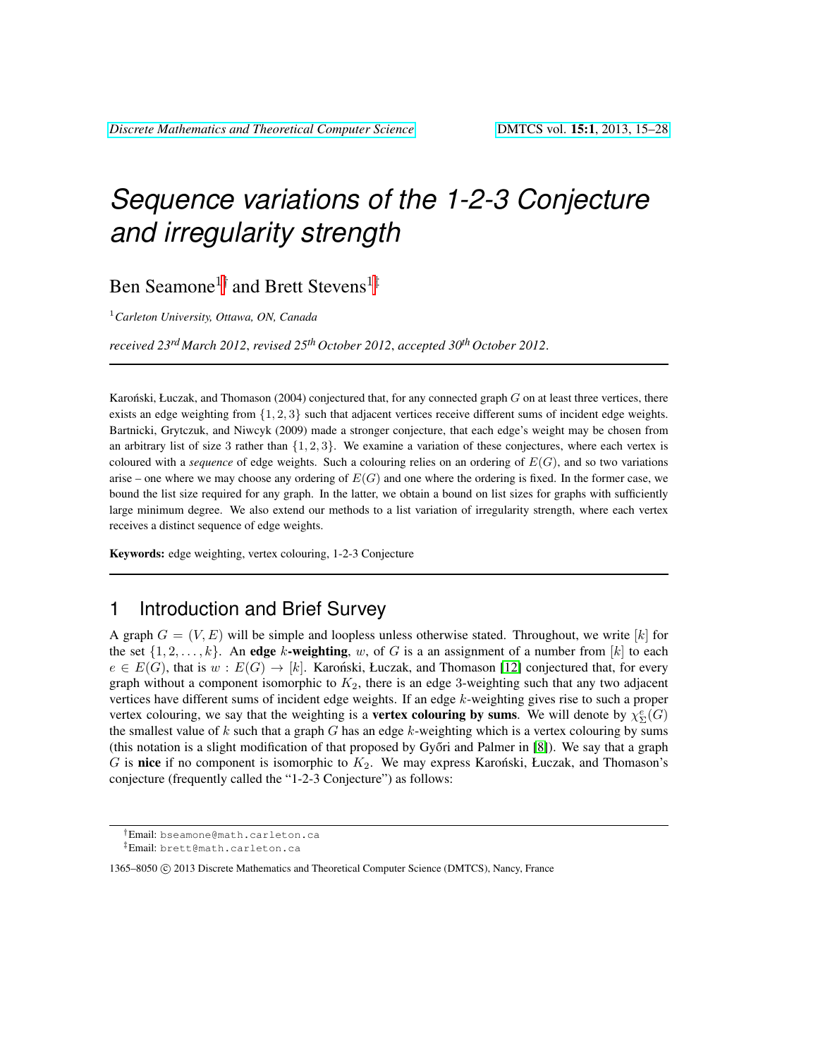# Sequence variations of the 1-2-3 Conjecture and irregularity strength

Ben Seamone[1][†] and Brett Stevens[1][‡]

[1] *Carleton University, Ottawa, ON, Canada*

*received 23rd March 2012, revised 25th October 2012, accepted 30th October 2012.*

---

Karoński, Łuczak, and Thomason (2004) conjectured that, for any connected graph $G$ on at least three vertices, there exists an edge weighting from $\{1, 2, 3\}$ such that adjacent vertices receive different sums of incident edge weights. Bartnicki, Grytczuk, and Niwcyk (2009) made a stronger conjecture, that each edge's weight may be chosen from an arbitrary list of size 3 rather than $\{1, 2, 3\}$. We examine a variation of these conjectures, where each vertex is coloured with a *sequence* of edge weights. Such a colouring relies on an ordering of $E(G)$, and so two variations arise – one where we may choose any ordering of $E(G)$ and one where the ordering is fixed. In the former case, we bound the list size required for any graph. In the latter, we obtain a bound on list sizes for graphs with sufficiently large minimum degree. We also extend our methods to a list variation of irregularity strength, where each vertex receives a distinct sequence of edge weights.

**Keywords:** edge weighting, vertex colouring, 1-2-3 Conjecture

---

## 1 Introduction and Brief Survey

A graph $G = (V, E)$ will be simple and loopless unless otherwise stated. Throughout, we write $[k]$ for the set $\{1, 2, \ldots, k\}$. An **edge $k$-weighting**, $w$, of $G$ is a an assignment of a number from $[k]$ to each $e \in E(G)$, that is $w : E(G) \to [k]$. Karoński, Łuczak, and Thomason [12] conjectured that, for every graph without a component isomorphic to $K_2$, there is an edge 3-weighting such that any two adjacent vertices have different sums of incident edge weights. If an edge $k$-weighting gives rise to such a proper vertex colouring, we say that the weighting is a **vertex colouring by sums**. We will denote by $\chi^e_\Sigma(G)$ the smallest value of $k$ such that a graph $G$ has an edge $k$-weighting which is a vertex colouring by sums (this notation is a slight modification of that proposed by Győri and Palmer in [8]). We say that a graph $G$ is **nice** if no component is isomorphic to $K_2$. We may express Karoński, Łuczak, and Thomason's conjecture (frequently called the "1-2-3 Conjecture") as follows:

---

[†] Email: bseamone@math.carleton.ca

[‡] Email: brett@math.carleton.ca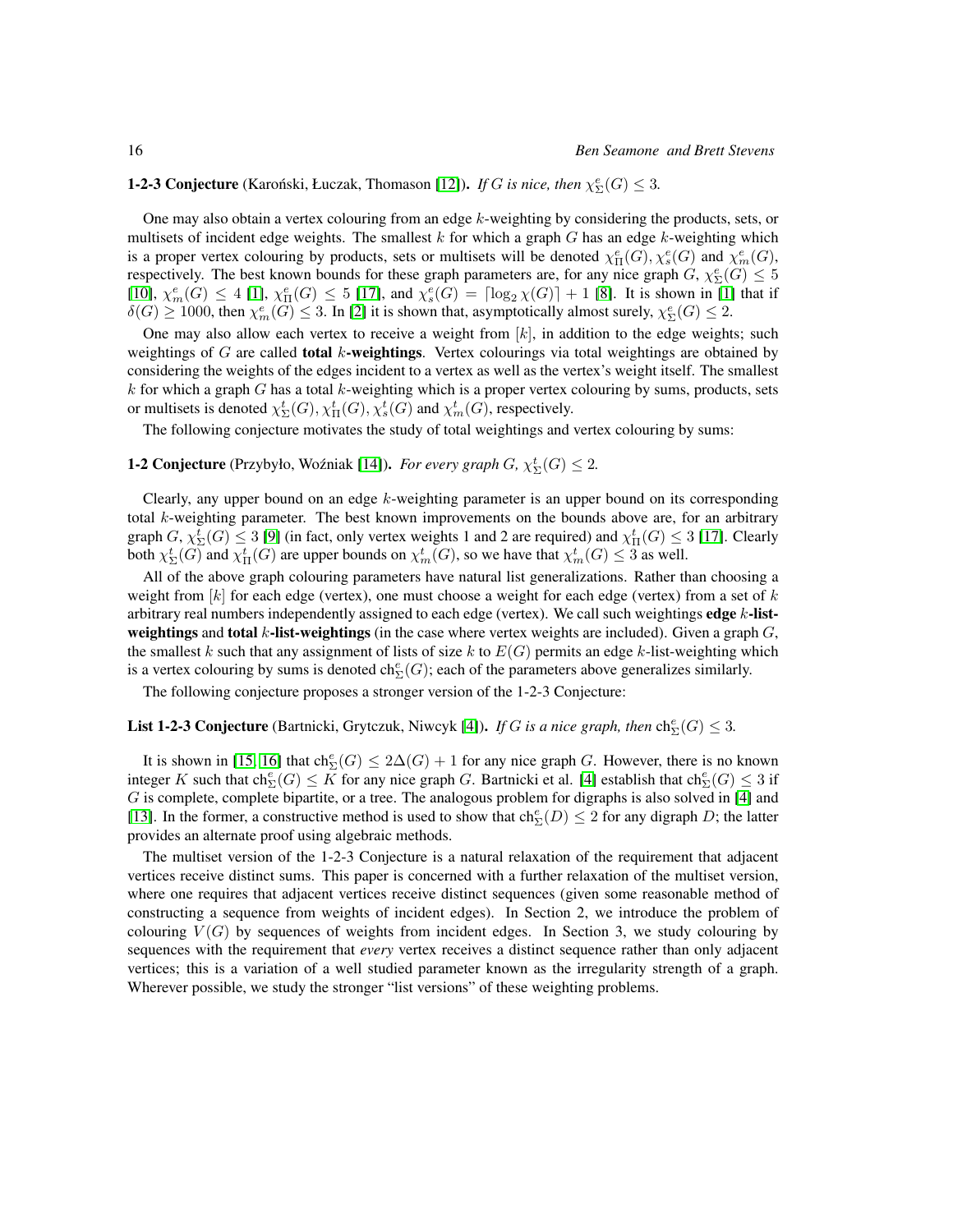**1-2-3 Conjecture** (Karoński, Łuczak, Thomason [12]). *If $G$ is nice, then $\chi^e_\Sigma(G) \leq 3$.*

One may also obtain a vertex colouring from an edge $k$-weighting by considering the products, sets, or multisets of incident edge weights. The smallest $k$ for which a graph $G$ has an edge $k$-weighting which is a proper vertex colouring by products, sets or multisets will be denoted $\chi^e_\Pi(G)$, $\chi^e_s(G)$ and $\chi^e_m(G)$, respectively. The best known bounds for these graph parameters are, for any nice graph $G$, $\chi^e_\Sigma(G) \leq 5$ [10], $\chi^e_m(G) \leq 4$ [1], $\chi^e_\Pi(G) \leq 5$ [17], and $\chi^e_s(G) = \lceil \log_2 \chi(G) \rceil + 1$ [8]. It is shown in [1] that if $\delta(G) \geq 1000$, then $\chi^e_m(G) \leq 3$. In [2] it is shown that, asymptotically almost surely, $\chi^e_\Sigma(G) \leq 2$.

One may also allow each vertex to receive a weight from $[k]$, in addition to the edge weights; such weightings of $G$ are called **total $k$-weightings**. Vertex colourings via total weightings are obtained by considering the weights of the edges incident to a vertex as well as the vertex's weight itself. The smallest $k$ for which a graph $G$ has a total $k$-weighting which is a proper vertex colouring by sums, products, sets or multisets is denoted $\chi^t_\Sigma(G)$, $\chi^t_\Pi(G)$, $\chi^t_s(G)$ and $\chi^t_m(G)$, respectively.

The following conjecture motivates the study of total weightings and vertex colouring by sums:

**1-2 Conjecture** (Przybyło, Woźniak [14]). *For every graph $G$, $\chi^t_\Sigma(G) \leq 2$.*

Clearly, any upper bound on an edge $k$-weighting parameter is an upper bound on its corresponding total $k$-weighting parameter. The best known improvements on the bounds above are, for an arbitrary graph $G$, $\chi^t_\Sigma(G) \leq 3$ [9] (in fact, only vertex weights 1 and 2 are required) and $\chi^t_\Pi(G) \leq 3$ [17]. Clearly both $\chi^t_\Sigma(G)$ and $\chi^t_\Pi(G)$ are upper bounds on $\chi^t_m(G)$, so we have that $\chi^t_m(G) \leq 3$ as well.

All of the above graph colouring parameters have natural list generalizations. Rather than choosing a weight from $[k]$ for each edge (vertex), one must choose a weight for each edge (vertex) from a set of $k$ arbitrary real numbers independently assigned to each edge (vertex). We call such weightings **edge $k$-list-weightings** and **total $k$-list-weightings** (in the case where vertex weights are included). Given a graph $G$, the smallest $k$ such that any assignment of lists of size $k$ to $E(G)$ permits an edge $k$-list-weighting which is a vertex colouring by sums is denoted $\mathrm{ch}^e_\Sigma(G)$; each of the parameters above generalizes similarly.

The following conjecture proposes a stronger version of the 1-2-3 Conjecture:

**List 1-2-3 Conjecture** (Bartnicki, Grytczuk, Niwcyk [4]). *If $G$ is a nice graph, then $\mathrm{ch}^e_\Sigma(G) \leq 3$.*

It is shown in [15, 16] that $\mathrm{ch}^e_\Sigma(G) \leq 2\Delta(G) + 1$ for any nice graph $G$. However, there is no known integer $K$ such that $\mathrm{ch}^e_\Sigma(G) \leq K$ for any nice graph $G$. Bartnicki et al. [4] establish that $\mathrm{ch}^e_\Sigma(G) \leq 3$ if $G$ is complete, complete bipartite, or a tree. The analogous problem for digraphs is also solved in [4] and [13]. In the former, a constructive method is used to show that $\mathrm{ch}^e_\Sigma(D) \leq 2$ for any digraph $D$; the latter provides an alternate proof using algebraic methods.

The multiset version of the 1-2-3 Conjecture is a natural relaxation of the requirement that adjacent vertices receive distinct sums. This paper is concerned with a further relaxation of the multiset version, where one requires that adjacent vertices receive distinct sequences (given some reasonable method of constructing a sequence from weights of incident edges). In Section 2, we introduce the problem of colouring $V(G)$ by sequences of weights from incident edges. In Section 3, we study colouring by sequences with the requirement that *every* vertex receives a distinct sequence rather than only adjacent vertices; this is a variation of a well studied parameter known as the irregularity strength of a graph. Wherever possible, we study the stronger "list versions" of these weighting problems.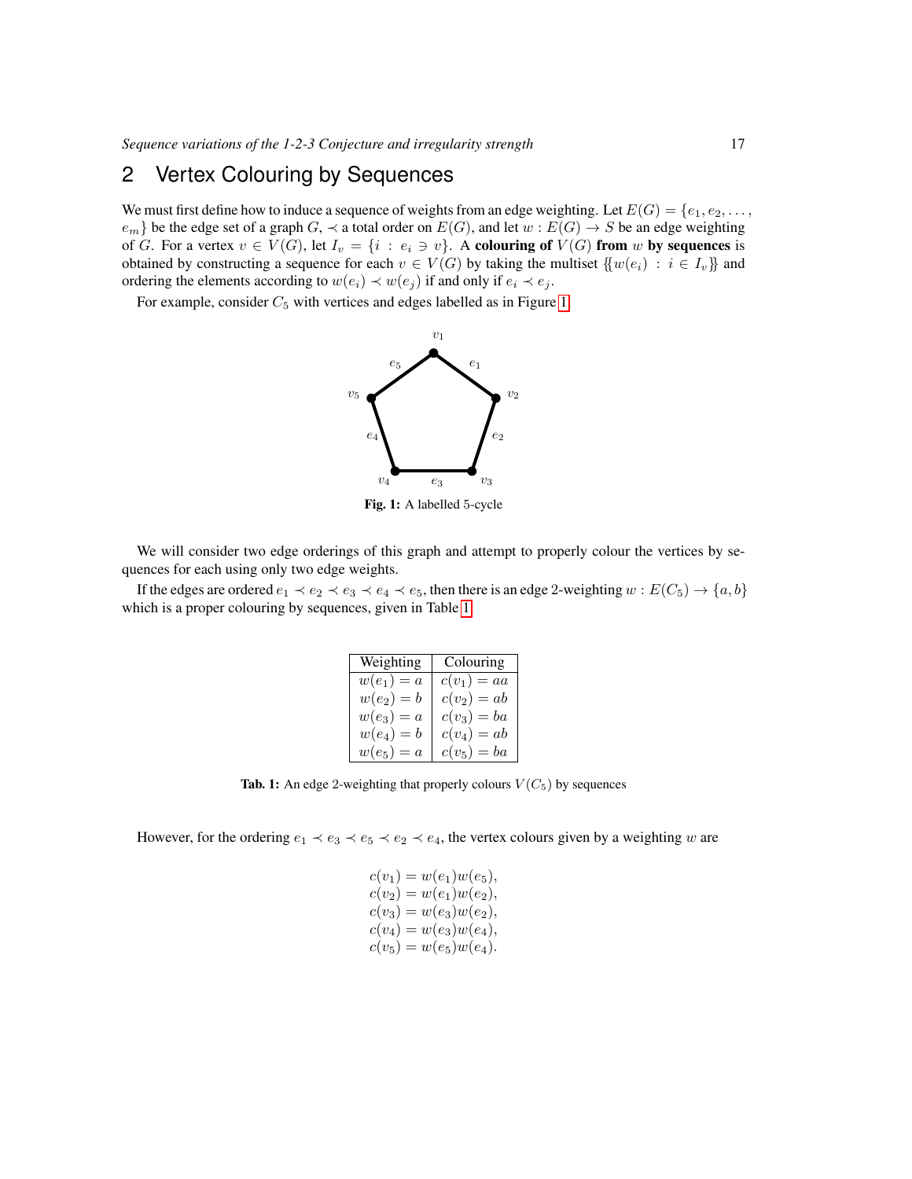## 2 Vertex Colouring by Sequences

We must first define how to induce a sequence of weights from an edge weighting. Let $E(G) = \{e_1, e_2, \ldots, e_m\}$ be the edge set of a graph $G$, $\prec$ a total order on $E(G)$, and let $w : E(G) \to S$ be an edge weighting of $G$. For a vertex $v \in V(G)$, let $I_v = \{i : e_i \ni v\}$. A **colouring of** $V(G)$ **from** $w$ **by sequences** is obtained by constructing a sequence for each $v \in V(G)$ by taking the multiset $\{\{w(e_i) : i \in I_v\}\}$ and ordering the elements according to $w(e_i) \prec w(e_j)$ if and only if $e_i \prec e_j$.

For example, consider $C_5$ with vertices and edges labelled as in Figure 1.

**Fig. 1:** A labelled 5-cycle

We will consider two edge orderings of this graph and attempt to properly colour the vertices by sequences for each using only two edge weights.

If the edges are ordered $e_1 \prec e_2 \prec e_3 \prec e_4 \prec e_5$, then there is an edge 2-weighting $w : E(C_5) \to \{a, b\}$ which is a proper colouring by sequences, given in Table 1.

| Weighting | Colouring |
|---|---|
| $w(e_1) = a$ | $c(v_1) = aa$ |
| $w(e_2) = b$ | $c(v_2) = ab$ |
| $w(e_3) = a$ | $c(v_3) = ba$ |
| $w(e_4) = b$ | $c(v_4) = ab$ |
| $w(e_5) = a$ | $c(v_5) = ba$ |

**Tab. 1:** An edge 2-weighting that properly colours $V(C_5)$ by sequences

However, for the ordering $e_1 \prec e_3 \prec e_5 \prec e_2 \prec e_4$, the vertex colours given by a weighting $w$ are

$$
\begin{aligned}
c(v_1) &= w(e_1)w(e_5), \\
c(v_2) &= w(e_1)w(e_2), \\
c(v_3) &= w(e_3)w(e_2), \\
c(v_4) &= w(e_3)w(e_4), \\
c(v_5) &= w(e_5)w(e_4).
\end{aligned}
$$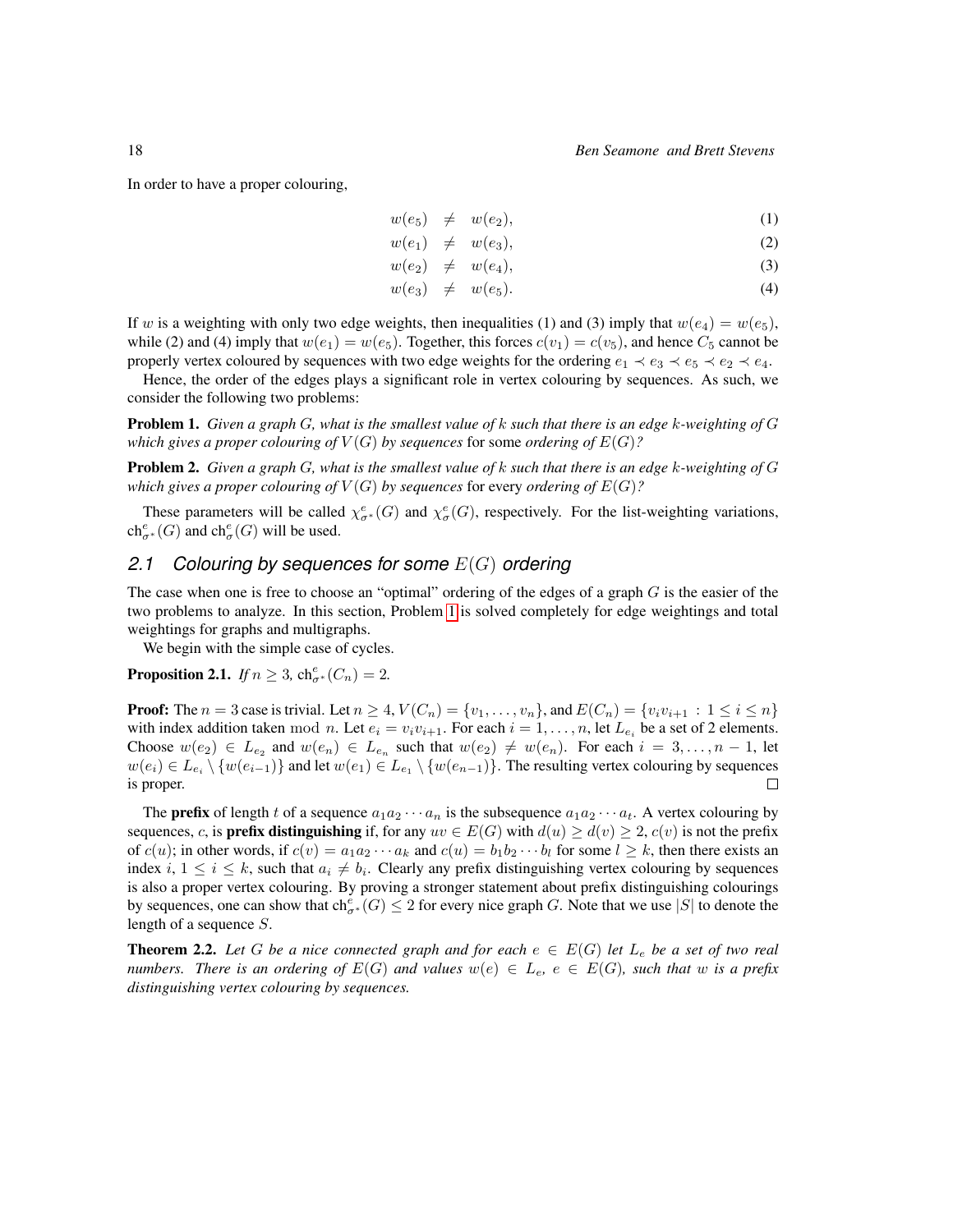In order to have a proper colouring,

$$
\begin{aligned}
w(e_5) &\neq w(e_2), &(1)\\
w(e_1) &\neq w(e_3), &(2)\\
w(e_2) &\neq w(e_4), &(3)\\
w(e_3) &\neq w(e_5). &(4)
\end{aligned}
$$

If $w$ is a weighting with only two edge weights, then inequalities (1) and (3) imply that $w(e_4) = w(e_5)$, while (2) and (4) imply that $w(e_1) = w(e_5)$. Together, this forces $c(v_1) = c(v_5)$, and hence $C_5$ cannot be properly vertex coloured by sequences with two edge weights for the ordering $e_1 \prec e_3 \prec e_5 \prec e_2 \prec e_4$.

Hence, the order of the edges plays a significant role in vertex colouring by sequences. As such, we consider the following two problems:

**Problem 1.** *Given a graph $G$, what is the smallest value of $k$ such that there is an edge $k$-weighting of $G$ which gives a proper colouring of $V(G)$ by sequences* for some *ordering of $E(G)$?*

**Problem 2.** *Given a graph $G$, what is the smallest value of $k$ such that there is an edge $k$-weighting of $G$ which gives a proper colouring of $V(G)$ by sequences* for every *ordering of $E(G)$?*

These parameters will be called $\chi^e_{\sigma^*}(G)$ and $\chi^e_{\sigma}(G)$, respectively. For the list-weighting variations, $\mathrm{ch}^e_{\sigma^*}(G)$ and $\mathrm{ch}^e_{\sigma}(G)$ will be used.

## 2.1 Colouring by sequences for some $E(G)$ ordering

The case when one is free to choose an "optimal" ordering of the edges of a graph $G$ is the easier of the two problems to analyze. In this section, Problem 1 is solved completely for edge weightings and total weightings for graphs and multigraphs.

We begin with the simple case of cycles.

**Proposition 2.1.** *If $n \geq 3$, $\mathrm{ch}^e_{\sigma^*}(C_n) = 2$.*

**Proof:** The $n = 3$ case is trivial. Let $n \geq 4$, $V(C_n) = \{v_1, \ldots, v_n\}$, and $E(C_n) = \{v_i v_{i+1} : 1 \leq i \leq n\}$ with index addition taken mod $n$. Let $e_i = v_i v_{i+1}$. For each $i = 1, \ldots, n$, let $L_{e_i}$ be a set of 2 elements. Choose $w(e_2) \in L_{e_2}$ and $w(e_n) \in L_{e_n}$ such that $w(e_2) \neq w(e_n)$. For each $i = 3, \ldots, n-1$, let $w(e_i) \in L_{e_i} \setminus \{w(e_{i-1})\}$ and let $w(e_1) \in L_{e_1} \setminus \{w(e_{n-1})\}$. The resulting vertex colouring by sequences is proper. □

The **prefix** of length $t$ of a sequence $a_1 a_2 \cdots a_n$ is the subsequence $a_1 a_2 \cdots a_t$. A vertex colouring by sequences, $c$, is **prefix distinguishing** if, for any $uv \in E(G)$ with $d(u) \geq d(v) \geq 2$, $c(v)$ is not the prefix of $c(u)$; in other words, if $c(v) = a_1 a_2 \cdots a_k$ and $c(u) = b_1 b_2 \cdots b_l$ for some $l \geq k$, then there exists an index $i$, $1 \leq i \leq k$, such that $a_i \neq b_i$. Clearly any prefix distinguishing vertex colouring by sequences is also a proper vertex colouring. By proving a stronger statement about prefix distinguishing colourings by sequences, one can show that $\mathrm{ch}^e_{\sigma^*}(G) \leq 2$ for every nice graph $G$. Note that we use $|S|$ to denote the length of a sequence $S$.

**Theorem 2.2.** *Let $G$ be a nice connected graph and for each $e \in E(G)$ let $L_e$ be a set of two real numbers. There is an ordering of $E(G)$ and values $w(e) \in L_e$, $e \in E(G)$, such that $w$ is a prefix distinguishing vertex colouring by sequences.*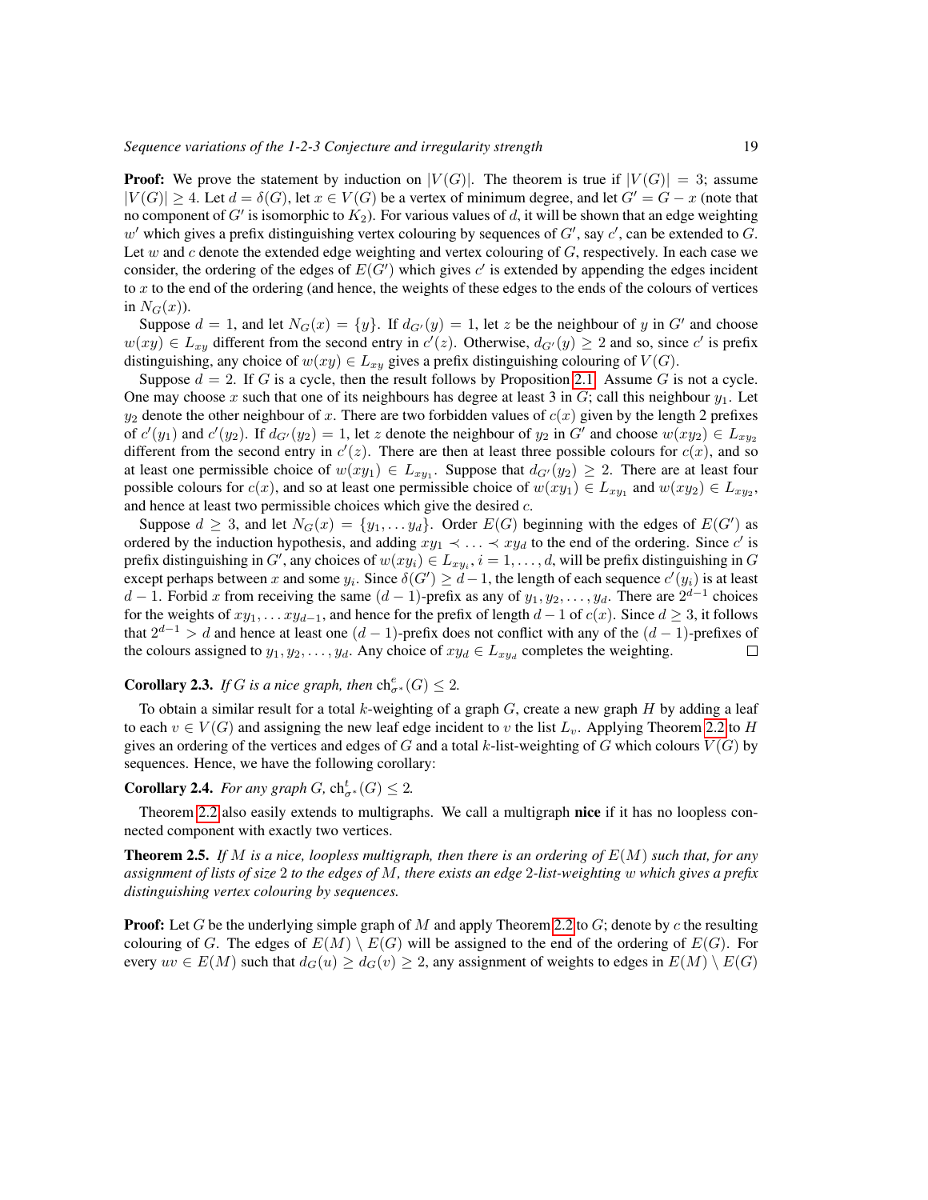**Proof:** We prove the statement by induction on $|V(G)|$. The theorem is true if $|V(G)| = 3$; assume $|V(G)| \geq 4$. Let $d = \delta(G)$, let $x \in V(G)$ be a vertex of minimum degree, and let $G' = G - x$ (note that no component of $G'$ is isomorphic to $K_2$). For various values of $d$, it will be shown that an edge weighting $w'$ which gives a prefix distinguishing vertex colouring by sequences of $G'$, say $c'$, can be extended to $G$. Let $w$ and $c$ denote the extended edge weighting and vertex colouring of $G$, respectively. In each case we consider, the ordering of the edges of $E(G')$ which gives $c'$ is extended by appending the edges incident to $x$ to the end of the ordering (and hence, the weights of these edges to the ends of the colours of vertices in $N_G(x)$).

Suppose $d = 1$, and let $N_G(x) = \{y\}$. If $d_{G'}(y) = 1$, let $z$ be the neighbour of $y$ in $G'$ and choose $w(xy) \in L_{xy}$ different from the second entry in $c'(z)$. Otherwise, $d_{G'}(y) \geq 2$ and so, since $c'$ is prefix distinguishing, any choice of $w(xy) \in L_{xy}$ gives a prefix distinguishing colouring of $V(G)$.

Suppose $d = 2$. If $G$ is a cycle, then the result follows by Proposition 2.1. Assume $G$ is not a cycle. One may choose $x$ such that one of its neighbours has degree at least 3 in $G$; call this neighbour $y_1$. Let $y_2$ denote the other neighbour of $x$. There are two forbidden values of $c(x)$ given by the length 2 prefixes of $c'(y_1)$ and $c'(y_2)$. If $d_{G'}(y_2) = 1$, let $z$ denote the neighbour of $y_2$ in $G'$ and choose $w(xy_2) \in L_{xy_2}$ different from the second entry in $c'(z)$. There are then at least three possible colours for $c(x)$, and so at least one permissible choice of $w(xy_1) \in L_{xy_1}$. Suppose that $d_{G'}(y_2) \geq 2$. There are at least four possible colours for $c(x)$, and so at least one permissible choice of $w(xy_1) \in L_{xy_1}$ and $w(xy_2) \in L_{xy_2}$, and hence at least two permissible choices which give the desired $c$.

Suppose $d \geq 3$, and let $N_G(x) = \{y_1, \ldots y_d\}$. Order $E(G)$ beginning with the edges of $E(G')$ as ordered by the induction hypothesis, and adding $xy_1 \prec \ldots \prec xy_d$ to the end of the ordering. Since $c'$ is prefix distinguishing in $G'$, any choices of $w(xy_i) \in L_{xy_i}$, $i = 1, \ldots, d$, will be prefix distinguishing in $G$ except perhaps between $x$ and some $y_i$. Since $\delta(G') \geq d-1$, the length of each sequence $c'(y_i)$ is at least $d-1$. Forbid $x$ from receiving the same $(d-1)$-prefix as any of $y_1, y_2, \ldots, y_d$. There are $2^{d-1}$ choices for the weights of $xy_1, \ldots xy_{d-1}$, and hence for the prefix of length $d-1$ of $c(x)$. Since $d \geq 3$, it follows that $2^{d-1} > d$ and hence at least one $(d-1)$-prefix does not conflict with any of the $(d-1)$-prefixes of the colours assigned to $y_1, y_2, \ldots, y_d$. Any choice of $xy_d \in L_{xy_d}$ completes the weighting. $\square$

**Corollary 2.3.** *If $G$ is a nice graph, then $\mathrm{ch}^e_{\sigma^*}(G) \leq 2$.*

To obtain a similar result for a total $k$-weighting of a graph $G$, create a new graph $H$ by adding a leaf to each $v \in V(G)$ and assigning the new leaf edge incident to $v$ the list $L_v$. Applying Theorem 2.2 to $H$ gives an ordering of the vertices and edges of $G$ and a total $k$-list-weighting of $G$ which colours $V(G)$ by sequences. Hence, we have the following corollary:

**Corollary 2.4.** *For any graph $G$, $\mathrm{ch}^t_{\sigma^*}(G) \leq 2$.*

Theorem 2.2 also easily extends to multigraphs. We call a multigraph **nice** if it has no loopless connected component with exactly two vertices.

**Theorem 2.5.** *If $M$ is a nice, loopless multigraph, then there is an ordering of $E(M)$ such that, for any assignment of lists of size 2 to the edges of $M$, there exists an edge 2-list-weighting $w$ which gives a prefix distinguishing vertex colouring by sequences.*

**Proof:** Let $G$ be the underlying simple graph of $M$ and apply Theorem 2.2 to $G$; denote by $c$ the resulting colouring of $G$. The edges of $E(M) \setminus E(G)$ will be assigned to the end of the ordering of $E(G)$. For every $uv \in E(M)$ such that $d_G(u) \geq d_G(v) \geq 2$, any assignment of weights to edges in $E(M) \setminus E(G)$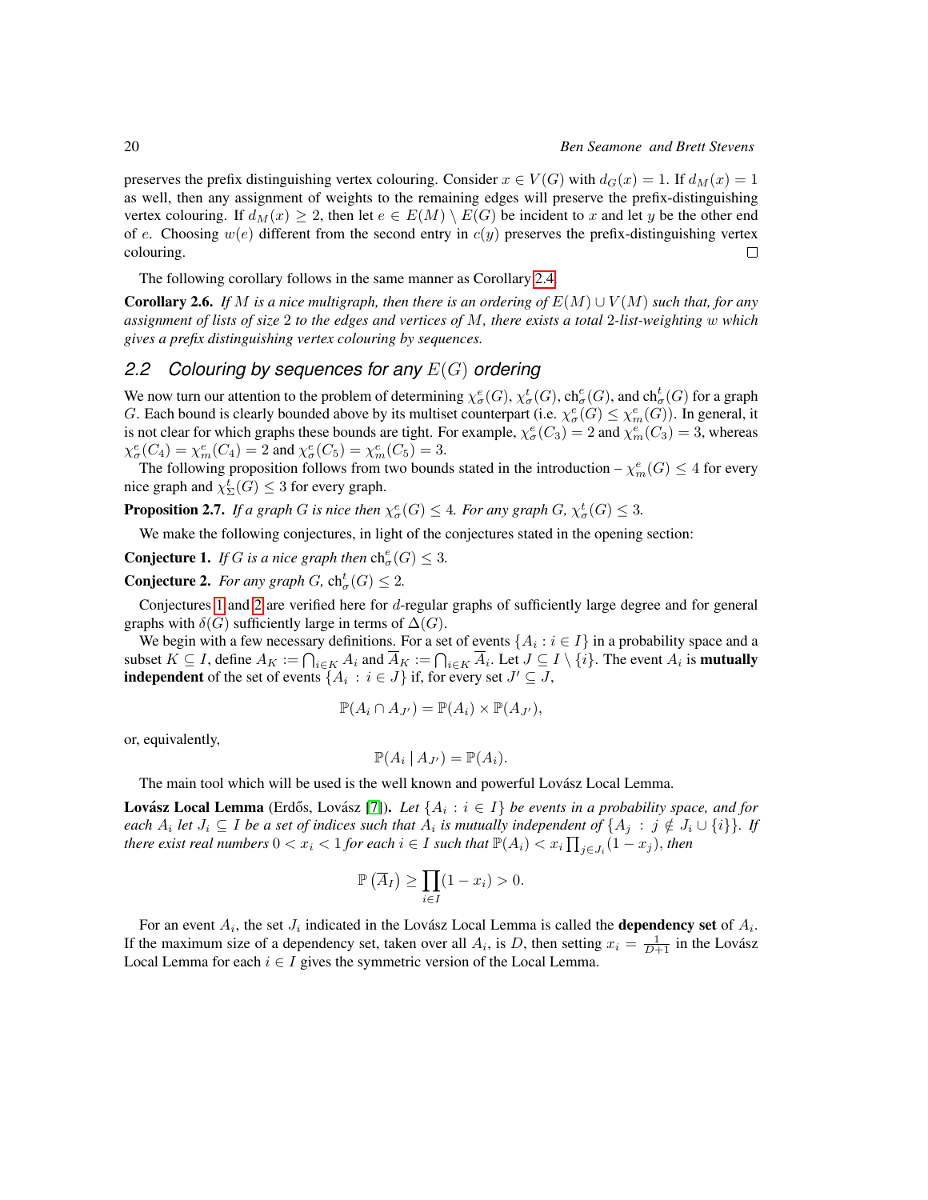preserves the prefix distinguishing vertex colouring. Consider $x \in V(G)$ with $d_G(x) = 1$. If $d_M(x) = 1$ as well, then any assignment of weights to the remaining edges will preserve the prefix-distinguishing vertex colouring. If $d_M(x) \geq 2$, then let $e \in E(M) \setminus E(G)$ be incident to $x$ and let $y$ be the other end of $e$. Choosing $w(e)$ different from the second entry in $c(y)$ preserves the prefix-distinguishing vertex colouring. □

The following corollary follows in the same manner as Corollary 2.4.

**Corollary 2.6.** *If $M$ is a nice multigraph, then there is an ordering of $E(M) \cup V(M)$ such that, for any assignment of lists of size 2 to the edges and vertices of $M$, there exists a total 2-list-weighting $w$ which gives a prefix distinguishing vertex colouring by sequences.*

## 2.2 Colouring by sequences for any $E(G)$ ordering

We now turn our attention to the problem of determining $\chi^e_\sigma(G)$, $\chi^t_\sigma(G)$, $\text{ch}^e_\sigma(G)$, and $\text{ch}^t_\sigma(G)$ for a graph $G$. Each bound is clearly bounded above by its multiset counterpart (i.e. $\chi^e_\sigma(G) \leq \chi^e_m(G)$). In general, it is not clear for which graphs these bounds are tight. For example, $\chi^e_\sigma(C_3) = 2$ and $\chi^e_m(C_3) = 3$, whereas $\chi^e_\sigma(C_4) = \chi^e_m(C_4) = 2$ and $\chi^e_\sigma(C_5) = \chi^e_m(C_5) = 3$.

The following proposition follows from two bounds stated in the introduction – $\chi^e_m(G) \leq 4$ for every nice graph and $\chi^t_\Sigma(G) \leq 3$ for every graph.

**Proposition 2.7.** *If a graph $G$ is nice then $\chi^e_\sigma(G) \leq 4$. For any graph $G$, $\chi^t_\sigma(G) \leq 3$.*

We make the following conjectures, in light of the conjectures stated in the opening section:

**Conjecture 1.** *If $G$ is a nice graph then $\text{ch}^e_\sigma(G) \leq 3$.*

**Conjecture 2.** *For any graph $G$, $\text{ch}^t_\sigma(G) \leq 2$.*

Conjectures 1 and 2 are verified here for $d$-regular graphs of sufficiently large degree and for general graphs with $\delta(G)$ sufficiently large in terms of $\Delta(G)$.

We begin with a few necessary definitions. For a set of events $\{A_i : i \in I\}$ in a probability space and a subset $K \subseteq I$, define $A_K := \bigcap_{i \in K} A_i$ and $\overline{A}_K := \bigcap_{i \in K} \overline{A}_i$. Let $J \subseteq I \setminus \{i\}$. The event $A_i$ is **mutually independent** of the set of events $\{A_i : i \in J\}$ if, for every set $J' \subseteq J$,

$$\mathbb{P}(A_i \cap A_{J'}) = \mathbb{P}(A_i) \times \mathbb{P}(A_{J'}),$$

or, equivalently,

$$\mathbb{P}(A_i \mid A_{J'}) = \mathbb{P}(A_i).$$

The main tool which will be used is the well known and powerful Lovász Local Lemma.

**Lovász Local Lemma** (Erdős, Lovász [7]). *Let $\{A_i : i \in I\}$ be events in a probability space, and for each $A_i$ let $J_i \subseteq I$ be a set of indices such that $A_i$ is mutually independent of $\{A_j : j \notin J_i \cup \{i\}\}$. If there exist real numbers $0 < x_i < 1$ for each $i \in I$ such that $\mathbb{P}(A_i) < x_i \prod_{j \in J_i}(1 - x_j)$, then*

$$\mathbb{P}\left(\overline{A}_I\right) \geq \prod_{i \in I}(1 - x_i) > 0.$$

For an event $A_i$, the set $J_i$ indicated in the Lovász Local Lemma is called the **dependency set** of $A_i$. If the maximum size of a dependency set, taken over all $A_i$, is $D$, then setting $x_i = \frac{1}{D+1}$ in the Lovász Local Lemma for each $i \in I$ gives the symmetric version of the Local Lemma.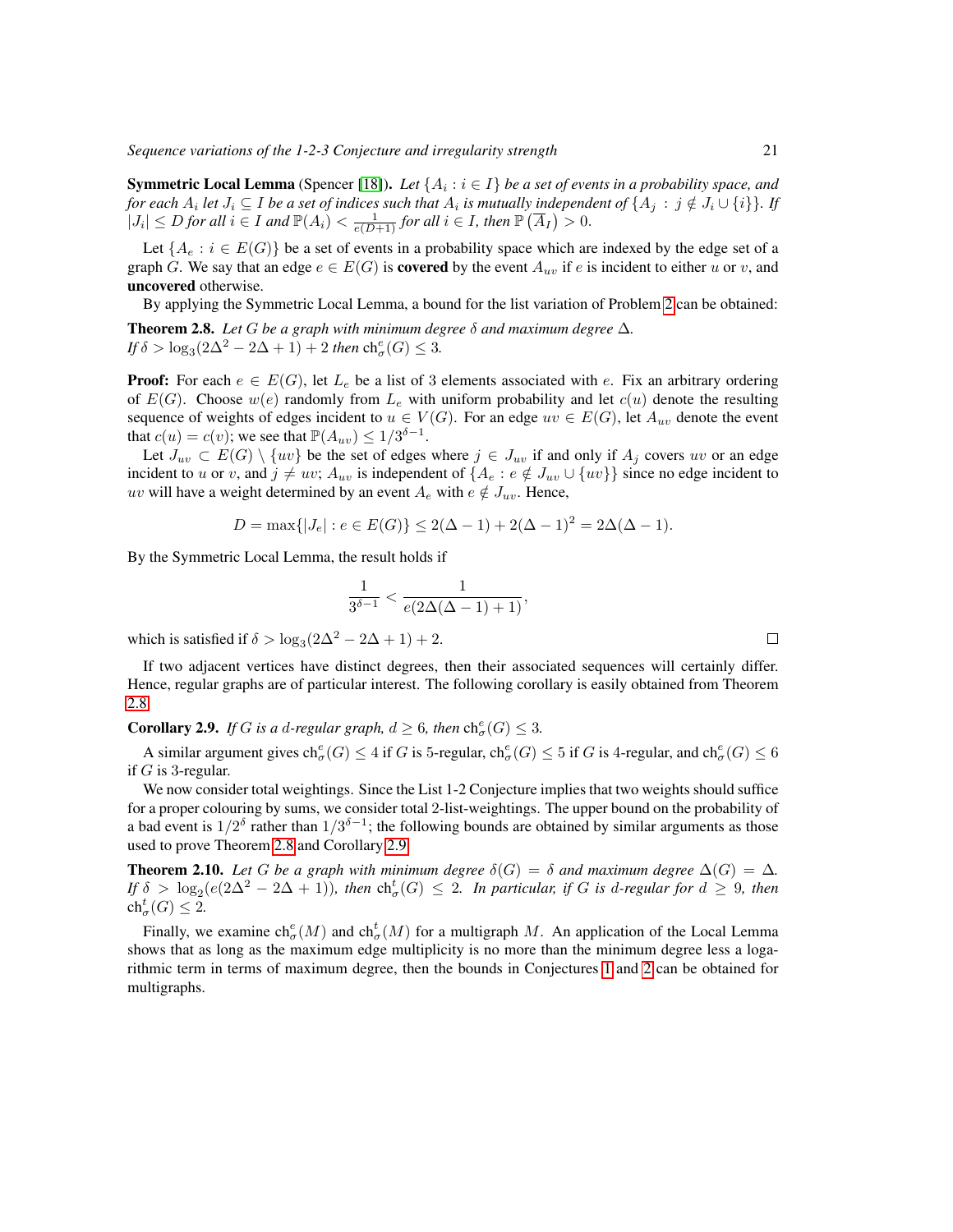**Symmetric Local Lemma** (Spencer [18]). *Let $\{A_i : i \in I\}$ be a set of events in a probability space, and for each $A_i$ let $J_i \subseteq I$ be a set of indices such that $A_i$ is mutually independent of $\{A_j : j \notin J_i \cup \{i\}\}$. If $|J_i| \leq D$ for all $i \in I$ and $\mathbb{P}(A_i) < \frac{1}{e(D+1)}$ for all $i \in I$, then $\mathbb{P}\left(\overline{A}_I\right) > 0$.*

Let $\{A_e : i \in E(G)\}$ be a set of events in a probability space which are indexed by the edge set of a graph $G$. We say that an edge $e \in E(G)$ is **covered** by the event $A_{uv}$ if $e$ is incident to either $u$ or $v$, and **uncovered** otherwise.

By applying the Symmetric Local Lemma, a bound for the list variation of Problem 2 can be obtained:

**Theorem 2.8.** *Let $G$ be a graph with minimum degree $\delta$ and maximum degree $\Delta$. If $\delta > \log_3(2\Delta^2 - 2\Delta + 1) + 2$ then $\mathrm{ch}^e_\sigma(G) \leq 3$.*

**Proof:** For each $e \in E(G)$, let $L_e$ be a list of 3 elements associated with $e$. Fix an arbitrary ordering of $E(G)$. Choose $w(e)$ randomly from $L_e$ with uniform probability and let $c(u)$ denote the resulting sequence of weights of edges incident to $u \in V(G)$. For an edge $uv \in E(G)$, let $A_{uv}$ denote the event that $c(u) = c(v)$; we see that $\mathbb{P}(A_{uv}) \leq 1/3^{\delta-1}$.

Let $J_{uv} \subset E(G) \setminus \{uv\}$ be the set of edges where $j \in J_{uv}$ if and only if $A_j$ covers $uv$ or an edge incident to $u$ or $v$, and $j \neq uv$; $A_{uv}$ is independent of $\{A_e : e \notin J_{uv} \cup \{uv\}\}$ since no edge incident to $uv$ will have a weight determined by an event $A_e$ with $e \notin J_{uv}$. Hence,

$$D = \max\{|J_e| : e \in E(G)\} \leq 2(\Delta - 1) + 2(\Delta - 1)^2 = 2\Delta(\Delta - 1).$$

By the Symmetric Local Lemma, the result holds if

$$\frac{1}{3^{\delta-1}} < \frac{1}{e(2\Delta(\Delta-1)+1)},$$

which is satisfied if $\delta > \log_3(2\Delta^2 - 2\Delta + 1) + 2$. □

If two adjacent vertices have distinct degrees, then their associated sequences will certainly differ. Hence, regular graphs are of particular interest. The following corollary is easily obtained from Theorem 2.8.

**Corollary 2.9.** *If $G$ is a $d$-regular graph, $d \geq 6$, then $\mathrm{ch}^e_\sigma(G) \leq 3$.*

A similar argument gives $\mathrm{ch}^e_\sigma(G) \leq 4$ if $G$ is 5-regular, $\mathrm{ch}^e_\sigma(G) \leq 5$ if $G$ is 4-regular, and $\mathrm{ch}^e_\sigma(G) \leq 6$ if $G$ is 3-regular.

We now consider total weightings. Since the List 1-2 Conjecture implies that two weights should suffice for a proper colouring by sums, we consider total 2-list-weightings. The upper bound on the probability of a bad event is $1/2^\delta$ rather than $1/3^{\delta-1}$; the following bounds are obtained by similar arguments as those used to prove Theorem 2.8 and Corollary 2.9.

**Theorem 2.10.** *Let $G$ be a graph with minimum degree $\delta(G) = \delta$ and maximum degree $\Delta(G) = \Delta$. If $\delta > \log_2(e(2\Delta^2 - 2\Delta + 1))$, then $\mathrm{ch}^t_\sigma(G) \leq 2$. In particular, if $G$ is $d$-regular for $d \geq 9$, then $\mathrm{ch}^t_\sigma(G) \leq 2$.*

Finally, we examine $\mathrm{ch}^e_\sigma(M)$ and $\mathrm{ch}^t_\sigma(M)$ for a multigraph $M$. An application of the Local Lemma shows that as long as the maximum edge multiplicity is no more than the minimum degree less a logarithmic term in terms of maximum degree, then the bounds in Conjectures 1 and 2 can be obtained for multigraphs.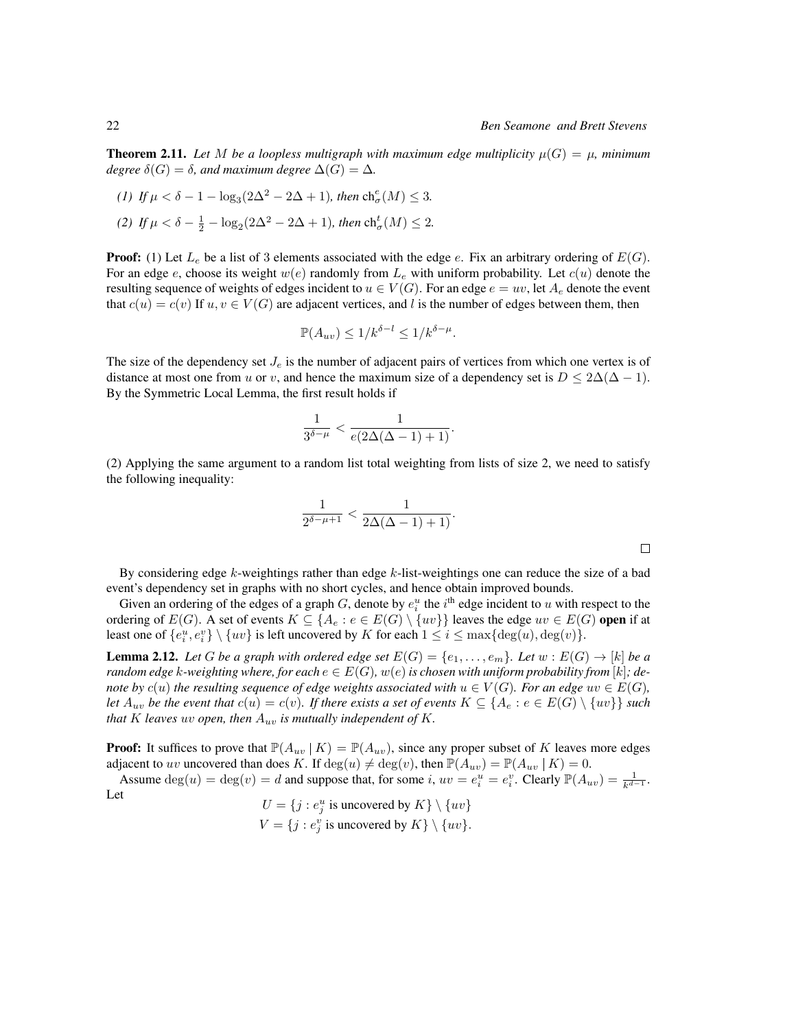**Theorem 2.11.** *Let $M$ be a loopless multigraph with maximum edge multiplicity $\mu(G) = \mu$, minimum degree $\delta(G) = \delta$, and maximum degree $\Delta(G) = \Delta$.*

*(1) If $\mu < \delta - 1 - \log_3(2\Delta^2 - 2\Delta + 1)$, then $\mathrm{ch}^e_\sigma(M) \leq 3$.*

*(2) If $\mu < \delta - \frac{1}{2} - \log_2(2\Delta^2 - 2\Delta + 1)$, then $\mathrm{ch}^t_\sigma(M) \leq 2$.*

**Proof:** (1) Let $L_e$ be a list of 3 elements associated with the edge $e$. Fix an arbitrary ordering of $E(G)$. For an edge $e$, choose its weight $w(e)$ randomly from $L_e$ with uniform probability. Let $c(u)$ denote the resulting sequence of weights of edges incident to $u \in V(G)$. For an edge $e = uv$, let $A_e$ denote the event that $c(u) = c(v)$ If $u, v \in V(G)$ are adjacent vertices, and $l$ is the number of edges between them, then

$$\mathbb{P}(A_{uv}) \leq 1/k^{\delta - l} \leq 1/k^{\delta - \mu}.$$

The size of the dependency set $J_e$ is the number of adjacent pairs of vertices from which one vertex is of distance at most one from $u$ or $v$, and hence the maximum size of a dependency set is $D \leq 2\Delta(\Delta - 1)$. By the Symmetric Local Lemma, the first result holds if

$$\frac{1}{3^{\delta - \mu}} < \frac{1}{e(2\Delta(\Delta - 1) + 1)}.$$

(2) Applying the same argument to a random list total weighting from lists of size 2, we need to satisfy the following inequality:

$$\frac{1}{2^{\delta - \mu + 1}} < \frac{1}{2\Delta(\Delta - 1) + 1)}.$$

□

By considering edge $k$-weightings rather than edge $k$-list-weightings one can reduce the size of a bad event's dependency set in graphs with no short cycles, and hence obtain improved bounds.

Given an ordering of the edges of a graph $G$, denote by $e^u_i$ the $i^{\text{th}}$ edge incident to $u$ with respect to the ordering of $E(G)$. A set of events $K \subseteq \{A_e : e \in E(G) \setminus \{uv\}\}$ leaves the edge $uv \in E(G)$ **open** if at least one of $\{e^u_i, e^v_i\} \setminus \{uv\}$ is left uncovered by $K$ for each $1 \leq i \leq \max\{\deg(u), \deg(v)\}$.

**Lemma 2.12.** *Let $G$ be a graph with ordered edge set $E(G) = \{e_1, \ldots, e_m\}$. Let $w : E(G) \to [k]$ be a random edge $k$-weighting where, for each $e \in E(G)$, $w(e)$ is chosen with uniform probability from $[k]$; denote by $c(u)$ the resulting sequence of edge weights associated with $u \in V(G)$. For an edge $uv \in E(G)$, let $A_{uv}$ be the event that $c(u) = c(v)$. If there exists a set of events $K \subseteq \{A_e : e \in E(G) \setminus \{uv\}\}$ such that $K$ leaves $uv$ open, then $A_{uv}$ is mutually independent of $K$.*

**Proof:** It suffices to prove that $\mathbb{P}(A_{uv} \mid K) = \mathbb{P}(A_{uv})$, since any proper subset of $K$ leaves more edges adjacent to $uv$ uncovered than does $K$. If $\deg(u) \neq \deg(v)$, then $\mathbb{P}(A_{uv}) = \mathbb{P}(A_{uv} \mid K) = 0$.

Assume $\deg(u) = \deg(v) = d$ and suppose that, for some $i$, $uv = e^u_i = e^v_i$. Clearly $\mathbb{P}(A_{uv}) = \frac{1}{k^{d-1}}$. Let

$$U = \{j : e^u_j \text{ is uncovered by } K\} \setminus \{uv\}$$
$$V = \{j : e^v_j \text{ is uncovered by } K\} \setminus \{uv\}.$$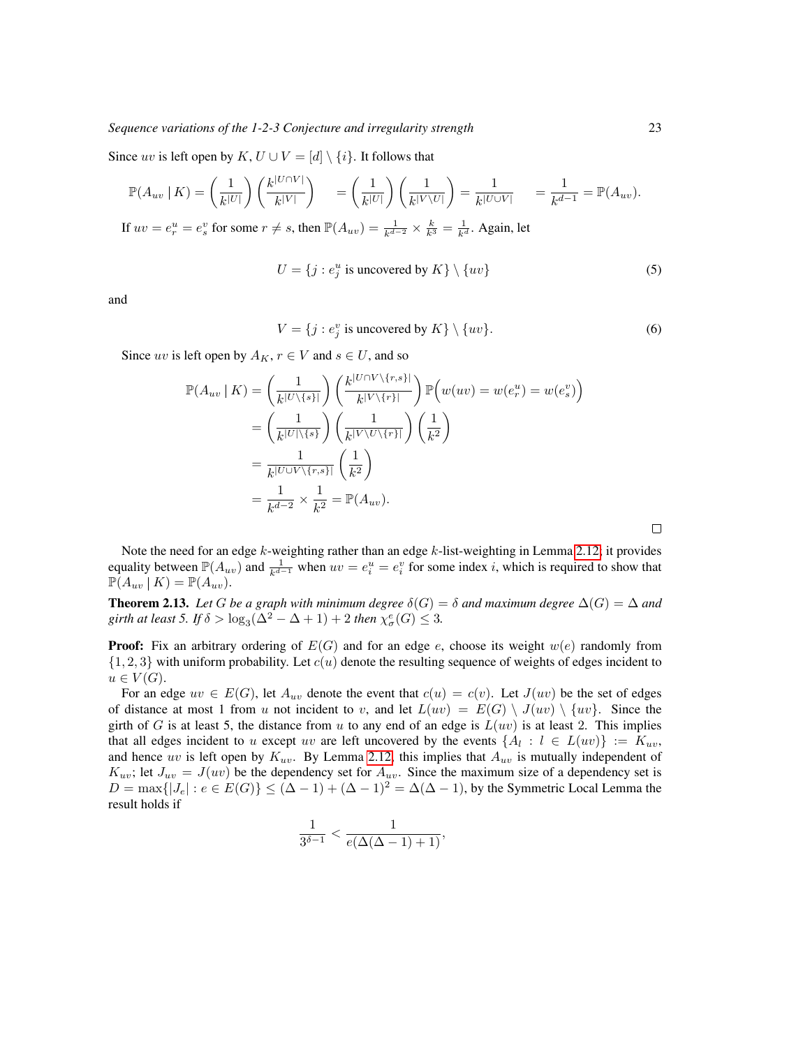Since $uv$ is left open by $K$, $U \cup V = [d] \setminus \{i\}$. It follows that

$$\mathbb{P}(A_{uv} \mid K) = \left(\frac{1}{k^{|U|}}\right)\left(\frac{k^{|U \cap V|}}{k^{|V|}}\right) \quad = \left(\frac{1}{k^{|U|}}\right)\left(\frac{1}{k^{|V \setminus U|}}\right) = \frac{1}{k^{|U \cup V|}} \quad = \frac{1}{k^{d-1}} = \mathbb{P}(A_{uv}).$$

If $uv = e_r^u = e_s^v$ for some $r \neq s$, then $\mathbb{P}(A_{uv}) = \frac{1}{k^{d-2}} \times \frac{k}{k^3} = \frac{1}{k^d}$. Again, let

$$U = \{j : e_j^u \text{ is uncovered by } K\} \setminus \{uv\} \tag{5}$$

and

$$V = \{j : e_j^v \text{ is uncovered by } K\} \setminus \{uv\}. \tag{6}$$

Since $uv$ is left open by $A_K$, $r \in V$ and $s \in U$, and so

$$\begin{aligned}
\mathbb{P}(A_{uv} \mid K) &= \left(\frac{1}{k^{|U \setminus \{s\}|}}\right)\left(\frac{k^{|U \cap V \setminus \{r,s\}|}}{k^{|V \setminus \{r\}|}}\right)\mathbb{P}\Big(w(uv) = w(e_r^u) = w(e_s^v)\Big) \\
&= \left(\frac{1}{k^{|U| \setminus \{s\}}}\right)\left(\frac{1}{k^{|V \setminus U \setminus \{r\}|}}\right)\left(\frac{1}{k^2}\right) \\
&= \frac{1}{k^{|U \cup V \setminus \{r,s\}|}}\left(\frac{1}{k^2}\right) \\
&= \frac{1}{k^{d-2}} \times \frac{1}{k^2} = \mathbb{P}(A_{uv}).
\end{aligned}$$

□

Note the need for an edge $k$-weighting rather than an edge $k$-list-weighting in Lemma 2.12; it provides equality between $\mathbb{P}(A_{uv})$ and $\frac{1}{k^{d-1}}$ when $uv = e_i^u = e_i^v$ for some index $i$, which is required to show that $\mathbb{P}(A_{uv} \mid K) = \mathbb{P}(A_{uv})$.

**Theorem 2.13.** *Let $G$ be a graph with minimum degree $\delta(G) = \delta$ and maximum degree $\Delta(G) = \Delta$ and girth at least 5. If $\delta > \log_3(\Delta^2 - \Delta + 1) + 2$ then $\chi_\sigma^e(G) \leq 3$.*

**Proof:** Fix an arbitrary ordering of $E(G)$ and for an edge $e$, choose its weight $w(e)$ randomly from $\{1, 2, 3\}$ with uniform probability. Let $c(u)$ denote the resulting sequence of weights of edges incident to $u \in V(G)$.

For an edge $uv \in E(G)$, let $A_{uv}$ denote the event that $c(u) = c(v)$. Let $J(uv)$ be the set of edges of distance at most 1 from $u$ not incident to $v$, and let $L(uv) = E(G) \setminus J(uv) \setminus \{uv\}$. Since the girth of $G$ is at least 5, the distance from $u$ to any end of an edge is $L(uv)$ is at least 2. This implies that all edges incident to $u$ except $uv$ are left uncovered by the events $\{A_l : l \in L(uv)\} := K_{uv}$, and hence $uv$ is left open by $K_{uv}$. By Lemma 2.12, this implies that $A_{uv}$ is mutually independent of $K_{uv}$; let $J_{uv} = J(uv)$ be the dependency set for $A_{uv}$. Since the maximum size of a dependency set is $D = \max\{|J_e| : e \in E(G)\} \leq (\Delta - 1) + (\Delta - 1)^2 = \Delta(\Delta - 1)$, by the Symmetric Local Lemma the result holds if

$$\frac{1}{3^{\delta - 1}} < \frac{1}{e(\Delta(\Delta - 1) + 1)},$$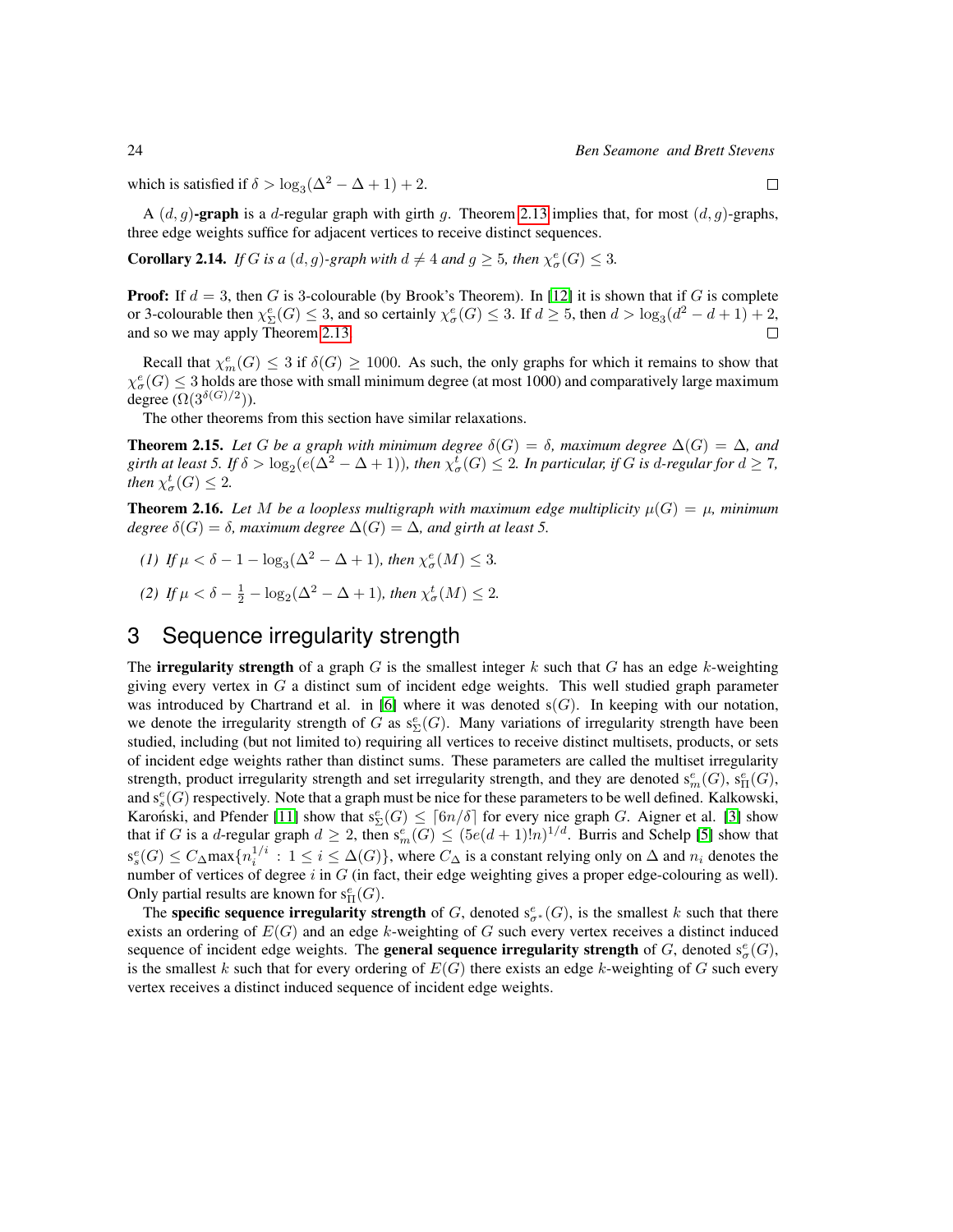which is satisfied if $\delta > \log_3(\Delta^2 - \Delta + 1) + 2$. □

A $(d, g)$**-graph** is a $d$-regular graph with girth $g$. Theorem 2.13 implies that, for most $(d, g)$-graphs, three edge weights suffice for adjacent vertices to receive distinct sequences.

**Corollary 2.14.** *If $G$ is a $(d, g)$-graph with $d \neq 4$ and $g \geq 5$, then $\chi^e_\sigma(G) \leq 3$.*

**Proof:** If $d = 3$, then $G$ is 3-colourable (by Brook's Theorem). In [12] it is shown that if $G$ is complete or 3-colourable then $\chi^e_\Sigma(G) \leq 3$, and so certainly $\chi^e_\sigma(G) \leq 3$. If $d \geq 5$, then $d > \log_3(d^2 - d + 1) + 2$, and so we may apply Theorem 2.13. □

Recall that $\chi^e_m(G) \leq 3$ if $\delta(G) \geq 1000$. As such, the only graphs for which it remains to show that $\chi^e_\sigma(G) \leq 3$ holds are those with small minimum degree (at most 1000) and comparatively large maximum degree ($\Omega(3^{\delta(G)/2})$).

The other theorems from this section have similar relaxations.

**Theorem 2.15.** *Let $G$ be a graph with minimum degree $\delta(G) = \delta$, maximum degree $\Delta(G) = \Delta$, and girth at least 5. If $\delta > \log_2(e(\Delta^2 - \Delta + 1))$, then $\chi^t_\sigma(G) \leq 2$. In particular, if $G$ is $d$-regular for $d \geq 7$, then $\chi^t_\sigma(G) \leq 2$.*

**Theorem 2.16.** *Let $M$ be a loopless multigraph with maximum edge multiplicity $\mu(G) = \mu$, minimum degree $\delta(G) = \delta$, maximum degree $\Delta(G) = \Delta$, and girth at least 5.*

*(1) If $\mu < \delta - 1 - \log_3(\Delta^2 - \Delta + 1)$, then $\chi^e_\sigma(M) \leq 3$.*

*(2) If $\mu < \delta - \frac{1}{2} - \log_2(\Delta^2 - \Delta + 1)$, then $\chi^t_\sigma(M) \leq 2$.*

# 3 Sequence irregularity strength

The **irregularity strength** of a graph $G$ is the smallest integer $k$ such that $G$ has an edge $k$-weighting giving every vertex in $G$ a distinct sum of incident edge weights. This well studied graph parameter was introduced by Chartrand et al. in [6] where it was denoted $s(G)$. In keeping with our notation, we denote the irregularity strength of $G$ as $s^e_\Sigma(G)$. Many variations of irregularity strength have been studied, including (but not limited to) requiring all vertices to receive distinct multisets, products, or sets of incident edge weights rather than distinct sums. These parameters are called the multiset irregularity strength, product irregularity strength and set irregularity strength, and they are denoted $s^e_m(G)$, $s^e_\Pi(G)$, and $s^e_s(G)$ respectively. Note that a graph must be nice for these parameters to be well defined. Kalkowski, Karoński, and Pfender [11] show that $s^e_\Sigma(G) \leq \lceil 6n/\delta \rceil$ for every nice graph $G$. Aigner et al. [3] show that if $G$ is a $d$-regular graph $d \geq 2$, then $s^e_m(G) \leq (5e(d+1)!n)^{1/d}$. Burris and Schelp [5] show that $s^e_s(G) \leq C_\Delta \max\{n_i^{1/i} : 1 \leq i \leq \Delta(G)\}$, where $C_\Delta$ is a constant relying only on $\Delta$ and $n_i$ denotes the number of vertices of degree $i$ in $G$ (in fact, their edge weighting gives a proper edge-colouring as well). Only partial results are known for $s^e_\Pi(G)$.

The **specific sequence irregularity strength** of $G$, denoted $s^e_{\sigma^*}(G)$, is the smallest $k$ such that there exists an ordering of $E(G)$ and an edge $k$-weighting of $G$ such every vertex receives a distinct induced sequence of incident edge weights. The **general sequence irregularity strength** of $G$, denoted $s^e_\sigma(G)$, is the smallest $k$ such that for every ordering of $E(G)$ there exists an edge $k$-weighting of $G$ such every vertex receives a distinct induced sequence of incident edge weights.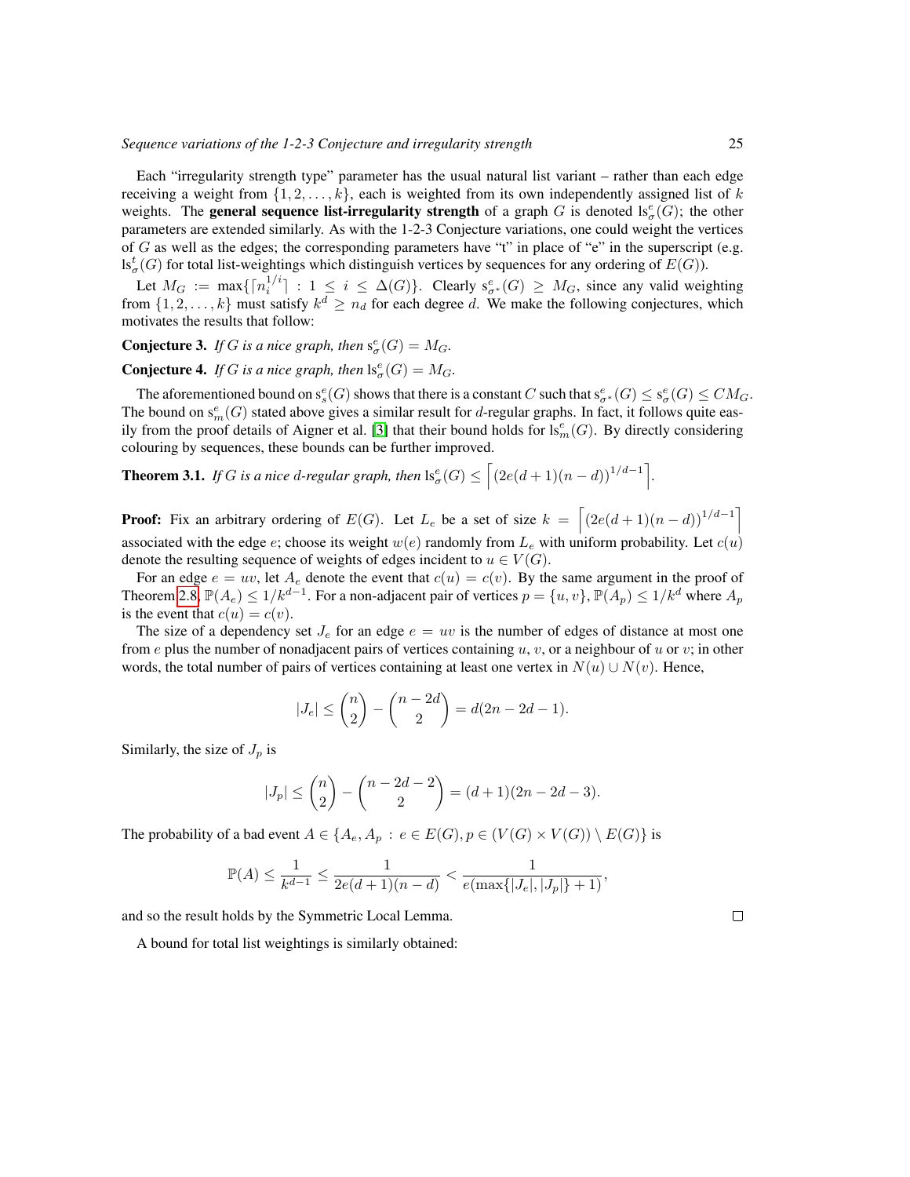Each "irregularity strength type" parameter has the usual natural list variant – rather than each edge receiving a weight from $\{1, 2, \ldots, k\}$, each is weighted from its own independently assigned list of $k$ weights. The **general sequence list-irregularity strength** of a graph $G$ is denoted $\mathrm{ls}^e_\sigma(G)$; the other parameters are extended similarly. As with the 1-2-3 Conjecture variations, one could weight the vertices of $G$ as well as the edges; the corresponding parameters have "t" in place of "e" in the superscript (e.g. $\mathrm{ls}^t_\sigma(G)$ for total list-weightings which distinguish vertices by sequences for any ordering of $E(G)$).

Let $M_G := \max\{\lceil n_i^{1/i} \rceil : 1 \leq i \leq \Delta(G)\}$. Clearly $\mathrm{s}^e_{\sigma^*}(G) \geq M_G$, since any valid weighting from $\{1, 2, \ldots, k\}$ must satisfy $k^d \geq n_d$ for each degree $d$. We make the following conjectures, which motivates the results that follow:

**Conjecture 3.** *If $G$ is a nice graph, then $\mathrm{s}^e_\sigma(G) = M_G$.*

**Conjecture 4.** *If $G$ is a nice graph, then $\mathrm{ls}^e_\sigma(G) = M_G$.*

The aforementioned bound on $\mathrm{s}^e_s(G)$ shows that there is a constant $C$ such that $\mathrm{s}^e_{\sigma^*}(G) \leq \mathrm{s}^e_\sigma(G) \leq CM_G$. The bound on $\mathrm{s}^e_m(G)$ stated above gives a similar result for $d$-regular graphs. In fact, it follows quite easily from the proof details of Aigner et al. [3] that their bound holds for $\mathrm{ls}^e_m(G)$. By directly considering colouring by sequences, these bounds can be further improved.

**Theorem 3.1.** *If $G$ is a nice $d$-regular graph, then $\mathrm{ls}^e_\sigma(G) \leq \left\lceil (2e(d+1)(n-d))^{1/d-1} \right\rceil$.*

**Proof:** Fix an arbitrary ordering of $E(G)$. Let $L_e$ be a set of size $k = \left\lceil (2e(d+1)(n-d))^{1/d-1} \right\rceil$ associated with the edge $e$; choose its weight $w(e)$ randomly from $L_e$ with uniform probability. Let $c(u)$ denote the resulting sequence of weights of edges incident to $u \in V(G)$.

For an edge $e = uv$, let $A_e$ denote the event that $c(u) = c(v)$. By the same argument in the proof of Theorem 2.8, $\mathbb{P}(A_e) \leq 1/k^{d-1}$. For a non-adjacent pair of vertices $p = \{u, v\}$, $\mathbb{P}(A_p) \leq 1/k^d$ where $A_p$ is the event that $c(u) = c(v)$.

The size of a dependency set $J_e$ for an edge $e = uv$ is the number of edges of distance at most one from $e$ plus the number of nonadjacent pairs of vertices containing $u$, $v$, or a neighbour of $u$ or $v$; in other words, the total number of pairs of vertices containing at least one vertex in $N(u) \cup N(v)$. Hence,

$$|J_e| \leq \binom{n}{2} - \binom{n-2d}{2} = d(2n - 2d - 1).$$

Similarly, the size of $J_p$ is

$$|J_p| \leq \binom{n}{2} - \binom{n-2d-2}{2} = (d+1)(2n - 2d - 3).$$

The probability of a bad event $A \in \{A_e, A_p : e \in E(G), p \in (V(G) \times V(G)) \setminus E(G)\}$ is

$$\mathbb{P}(A) \leq \frac{1}{k^{d-1}} \leq \frac{1}{2e(d+1)(n-d)} < \frac{1}{e(\max\{|J_e|, |J_p|\} + 1)},$$

and so the result holds by the Symmetric Local Lemma. $\square$

A bound for total list weightings is similarly obtained: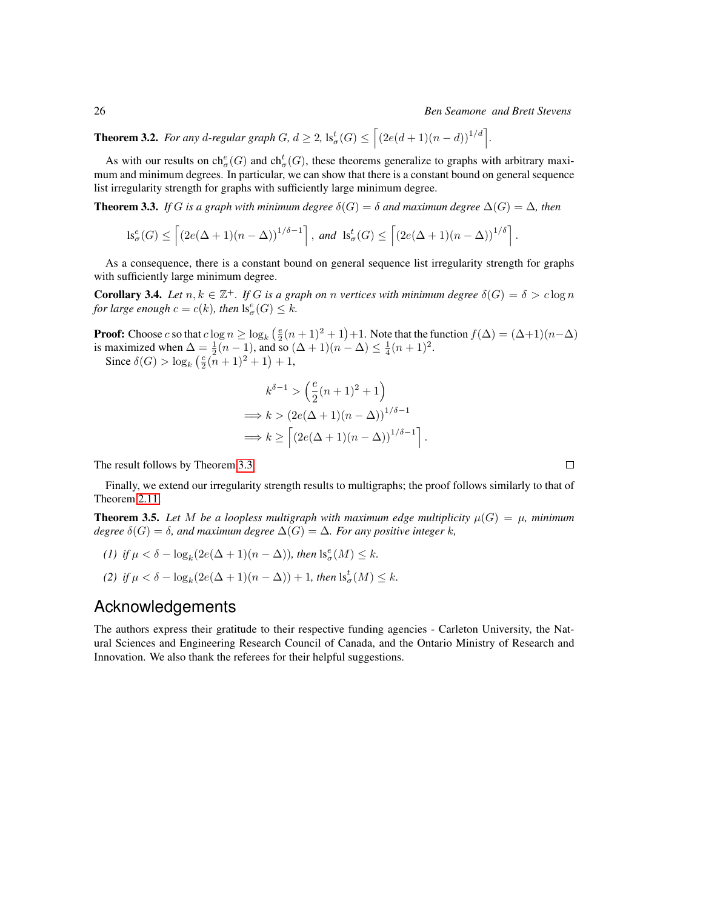**Theorem 3.2.** *For any $d$-regular graph $G$, $d \geq 2$, $\mathrm{ls}^t_\sigma(G) \leq \left\lceil (2e(d+1)(n-d))^{1/d} \right\rceil$.*

As with our results on $\mathrm{ch}^e_\sigma(G)$ and $\mathrm{ch}^t_\sigma(G)$, these theorems generalize to graphs with arbitrary maximum and minimum degrees. In particular, we can show that there is a constant bound on general sequence list irregularity strength for graphs with sufficiently large minimum degree.

**Theorem 3.3.** *If $G$ is a graph with minimum degree $\delta(G) = \delta$ and maximum degree $\Delta(G) = \Delta$, then*

$$\mathrm{ls}^e_\sigma(G) \leq \left\lceil (2e(\Delta+1)(n-\Delta))^{1/\delta - 1} \right\rceil, \text{ and } \mathrm{ls}^t_\sigma(G) \leq \left\lceil (2e(\Delta+1)(n-\Delta))^{1/\delta} \right\rceil.$$

As a consequence, there is a constant bound on general sequence list irregularity strength for graphs with sufficiently large minimum degree.

**Corollary 3.4.** *Let $n, k \in \mathbb{Z}^+$. If $G$ is a graph on $n$ vertices with minimum degree $\delta(G) = \delta > c \log n$ for large enough $c = c(k)$, then $\mathrm{ls}^e_\sigma(G) \leq k$.*

**Proof:** Choose $c$ so that $c \log n \geq \log_k \left(\frac{e}{2}(n+1)^2 + 1\right) + 1$. Note that the function $f(\Delta) = (\Delta+1)(n-\Delta)$ is maximized when $\Delta = \frac{1}{2}(n-1)$, and so $(\Delta+1)(n-\Delta) \leq \frac{1}{4}(n+1)^2$.

Since $\delta(G) > \log_k \left(\frac{e}{2}(n+1)^2 + 1\right) + 1$,

$$\begin{aligned} k^{\delta-1} &> \left(\frac{e}{2}(n+1)^2 + 1\right) \\ \implies k &> (2e(\Delta+1)(n-\Delta))^{1/\delta-1} \\ \implies k &\geq \left\lceil (2e(\Delta+1)(n-\Delta))^{1/\delta-1} \right\rceil. \end{aligned}$$

The result follows by Theorem 3.3. $\square$

Finally, we extend our irregularity strength results to multigraphs; the proof follows similarly to that of Theorem 2.11.

**Theorem 3.5.** *Let $M$ be a loopless multigraph with maximum edge multiplicity $\mu(G) = \mu$, minimum degree $\delta(G) = \delta$, and maximum degree $\Delta(G) = \Delta$. For any positive integer $k$,*

*(1) if $\mu < \delta - \log_k(2e(\Delta+1)(n-\Delta))$, then $\mathrm{ls}^e_\sigma(M) \leq k$.*

*(2) if $\mu < \delta - \log_k(2e(\Delta+1)(n-\Delta)) + 1$, then $\mathrm{ls}^t_\sigma(M) \leq k$.*

## Acknowledgements

The authors express their gratitude to their respective funding agencies - Carleton University, the Natural Sciences and Engineering Research Council of Canada, and the Ontario Ministry of Research and Innovation. We also thank the referees for their helpful suggestions.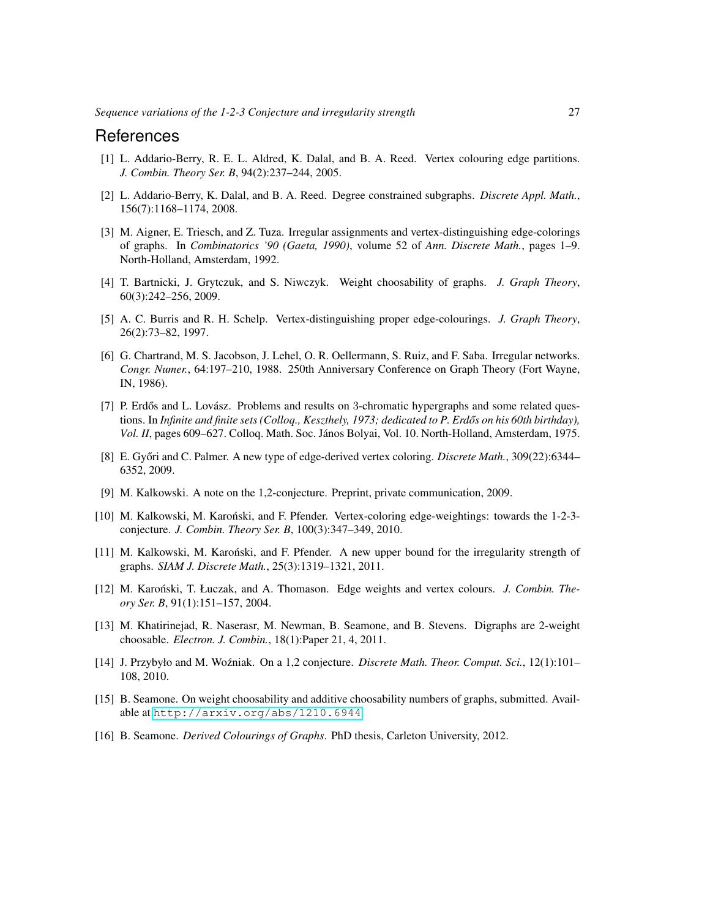# References

[1] L. Addario-Berry, R. E. L. Aldred, K. Dalal, and B. A. Reed. Vertex colouring edge partitions. *J. Combin. Theory Ser. B*, 94(2):237–244, 2005.

[2] L. Addario-Berry, K. Dalal, and B. A. Reed. Degree constrained subgraphs. *Discrete Appl. Math.*, 156(7):1168–1174, 2008.

[3] M. Aigner, E. Triesch, and Z. Tuza. Irregular assignments and vertex-distinguishing edge-colorings of graphs. In *Combinatorics '90 (Gaeta, 1990)*, volume 52 of *Ann. Discrete Math.*, pages 1–9. North-Holland, Amsterdam, 1992.

[4] T. Bartnicki, J. Grytczuk, and S. Niwczyk. Weight choosability of graphs. *J. Graph Theory*, 60(3):242–256, 2009.

[5] A. C. Burris and R. H. Schelp. Vertex-distinguishing proper edge-colourings. *J. Graph Theory*, 26(2):73–82, 1997.

[6] G. Chartrand, M. S. Jacobson, J. Lehel, O. R. Oellermann, S. Ruiz, and F. Saba. Irregular networks. *Congr. Numer.*, 64:197–210, 1988. 250th Anniversary Conference on Graph Theory (Fort Wayne, IN, 1986).

[7] P. Erdős and L. Lovász. Problems and results on 3-chromatic hypergraphs and some related questions. In *Infinite and finite sets (Colloq., Keszthely, 1973; dedicated to P. Erdős on his 60th birthday), Vol. II*, pages 609–627. Colloq. Math. Soc. János Bolyai, Vol. 10. North-Holland, Amsterdam, 1975.

[8] E. Győri and C. Palmer. A new type of edge-derived vertex coloring. *Discrete Math.*, 309(22):6344–6352, 2009.

[9] M. Kalkowski. A note on the 1,2-conjecture. Preprint, private communication, 2009.

[10] M. Kalkowski, M. Karoński, and F. Pfender. Vertex-coloring edge-weightings: towards the 1-2-3-conjecture. *J. Combin. Theory Ser. B*, 100(3):347–349, 2010.

[11] M. Kalkowski, M. Karoński, and F. Pfender. A new upper bound for the irregularity strength of graphs. *SIAM J. Discrete Math.*, 25(3):1319–1321, 2011.

[12] M. Karoński, T. Łuczak, and A. Thomason. Edge weights and vertex colours. *J. Combin. Theory Ser. B*, 91(1):151–157, 2004.

[13] M. Khatirinejad, R. Naserasr, M. Newman, B. Seamone, and B. Stevens. Digraphs are 2-weight choosable. *Electron. J. Combin.*, 18(1):Paper 21, 4, 2011.

[14] J. Przybyło and M. Woźniak. On a 1,2 conjecture. *Discrete Math. Theor. Comput. Sci.*, 12(1):101–108, 2010.

[15] B. Seamone. On weight choosability and additive choosability numbers of graphs, submitted. Available at http://arxiv.org/abs/1210.6944

[16] B. Seamone. *Derived Colourings of Graphs*. PhD thesis, Carleton University, 2012.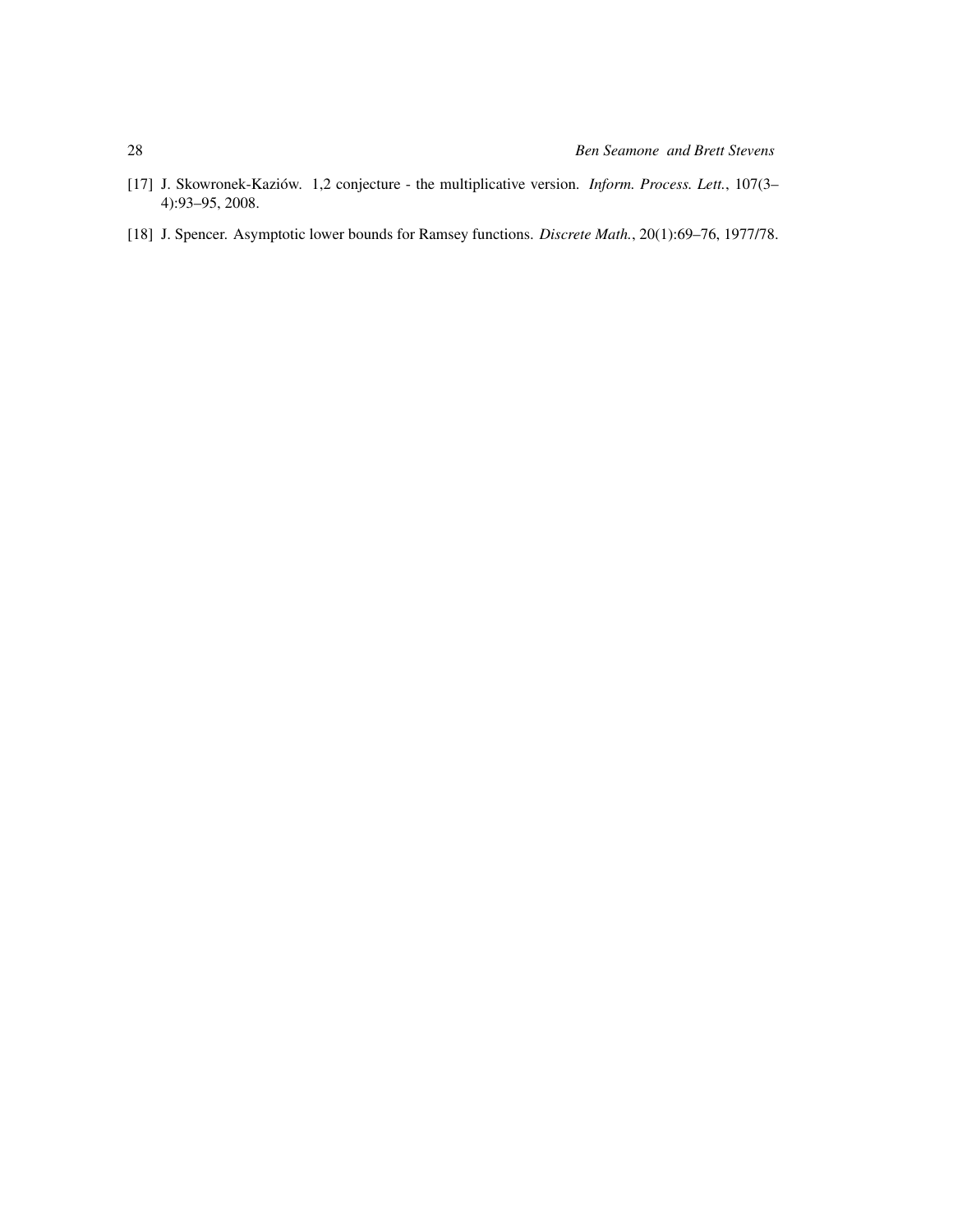[17] J. Skowronek-Kaziów. 1,2 conjecture - the multiplicative version. *Inform. Process. Lett.*, 107(3–4):93–95, 2008.

[18] J. Spencer. Asymptotic lower bounds for Ramsey functions. *Discrete Math.*, 20(1):69–76, 1977/78.